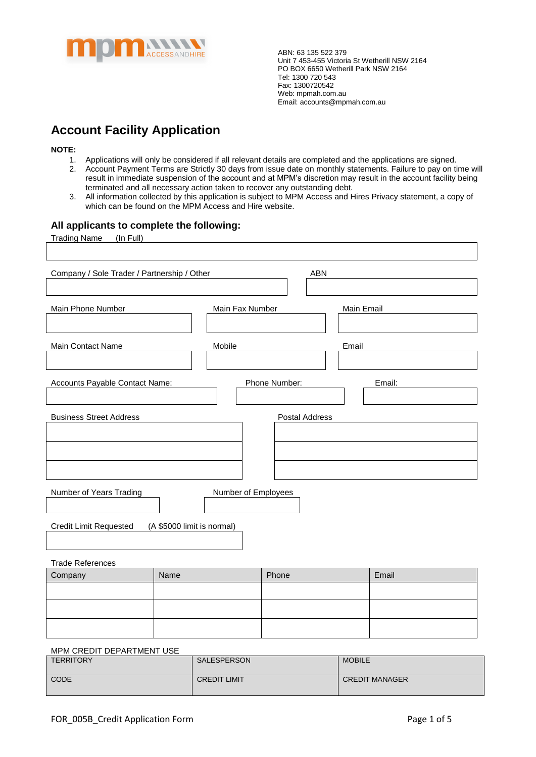mpm ACCESSANDHIRE

ABN: 63 135 522 379
Unit 7 453-455 Victoria St Wetherill NSW 2164
PO BOX 6650 Wetherill Park NSW 2164
Tel: 1300 720 543
Fax: 1300720542
Web: mpmah.com.au
Email: accounts@mpmah.com.au

# Account Facility Application

**NOTE:**

1. Applications will only be considered if all relevant details are completed and the applications are signed.
2. Account Payment Terms are Strictly 30 days from issue date on monthly statements. Failure to pay on time will result in immediate suspension of the account and at MPM's discretion may result in the account facility being terminated and all necessary action taken to recover any outstanding debt.
3. All information collected by this application is subject to MPM Access and Hires Privacy statement, a copy of which can be found on the MPM Access and Hire website.

## All applicants to complete the following:

Trading Name (In Full)

Company / Sole Trader / Partnership / Other

ABN

Main Phone Number

Main Fax Number

Main Email

Main Contact Name

Mobile

Email

Accounts Payable Contact Name:

Phone Number:

Email:

Business Street Address

Postal Address

Number of Years Trading

Number of Employees

Credit Limit Requested (A $5000 limit is normal)

Trade References

| Company | Name | Phone | Email |
|---|---|---|---|
| | | | |
| | | | |
| | | | |

MPM CREDIT DEPARTMENT USE

| TERRITORY | SALESPERSON | MOBILE |
|---|---|---|
| CODE | CREDIT LIMIT | CREDIT MANAGER |

FOR_005B_Credit Application Form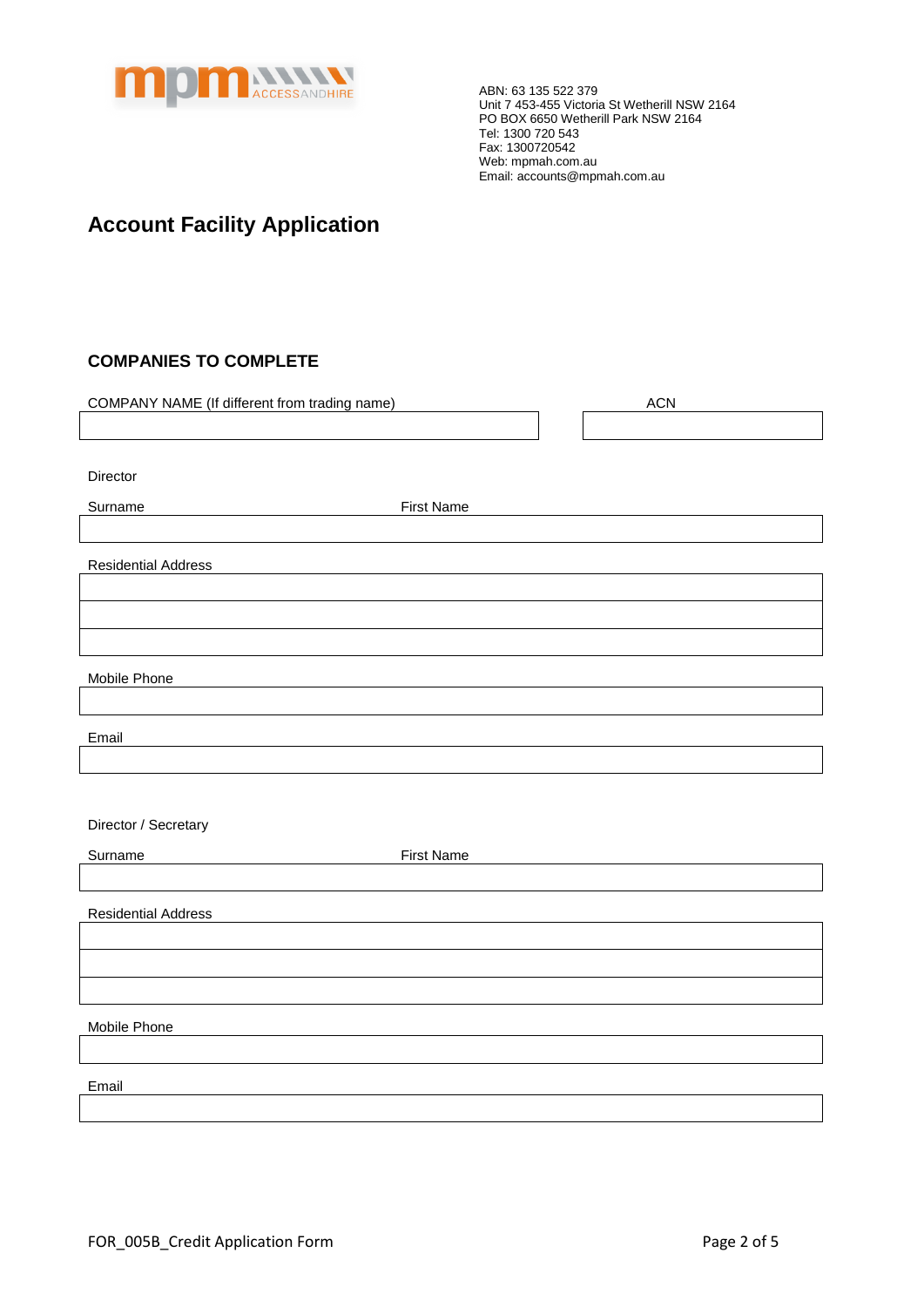ABN: 63 135 522 379
Unit 7 453-455 Victoria St Wetherill NSW 2164
PO BOX 6650 Wetherill Park NSW 2164
Tel: 1300 720 543
Fax: 1300720542
Web: mpmah.com.au
Email: accounts@mpmah.com.au

# Account Facility Application

## COMPANIES TO COMPLETE

COMPANY NAME (If different from trading name) ACN

Director

Surname First Name

Residential Address

Mobile Phone

Email

Director / Secretary

Surname First Name

Residential Address

Mobile Phone

Email

FOR_005B_Credit Application Form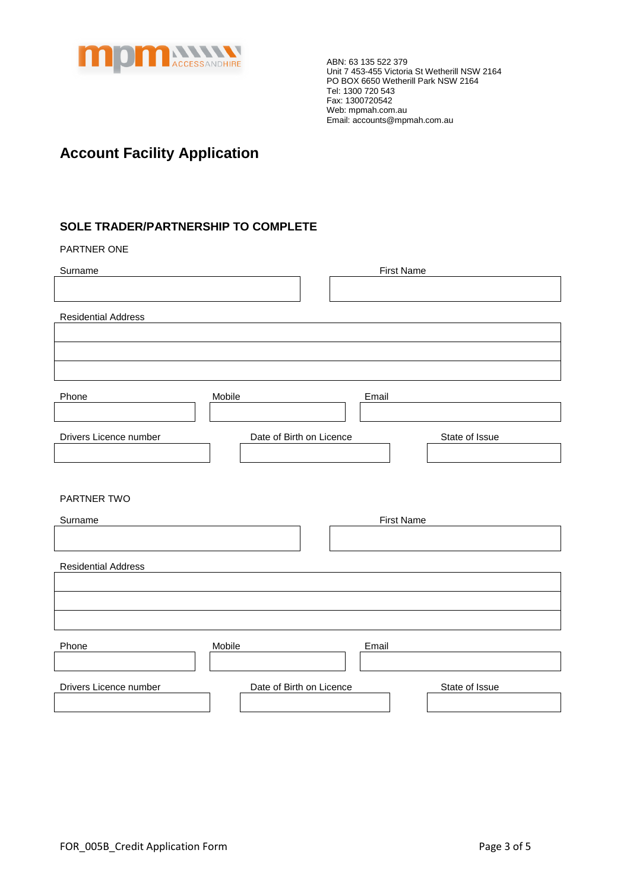mpm ACCESSANDHIRE

ABN: 63 135 522 379
Unit 7 453-455 Victoria St Wetherill NSW 2164
PO BOX 6650 Wetherill Park NSW 2164
Tel: 1300 720 543
Fax: 1300720542
Web: mpmah.com.au
Email: accounts@mpmah.com.au

# Account Facility Application

## SOLE TRADER/PARTNERSHIP TO COMPLETE

PARTNER ONE

| Surname | First Name |
|---|---|
| | |

Residential Address

| |
|---|
| |
| |
| |

| Phone | Mobile | Email |
|---|---|---|
| | | |

| Drivers Licence number | Date of Birth on Licence | State of Issue |
|---|---|---|
| | | |

PARTNER TWO

| Surname | First Name |
|---|---|
| | |

Residential Address

| |
|---|
| |
| |
| |

| Phone | Mobile | Email |
|---|---|---|
| | | |

| Drivers Licence number | Date of Birth on Licence | State of Issue |
|---|---|---|
| | | |

FOR_005B_Credit Application Form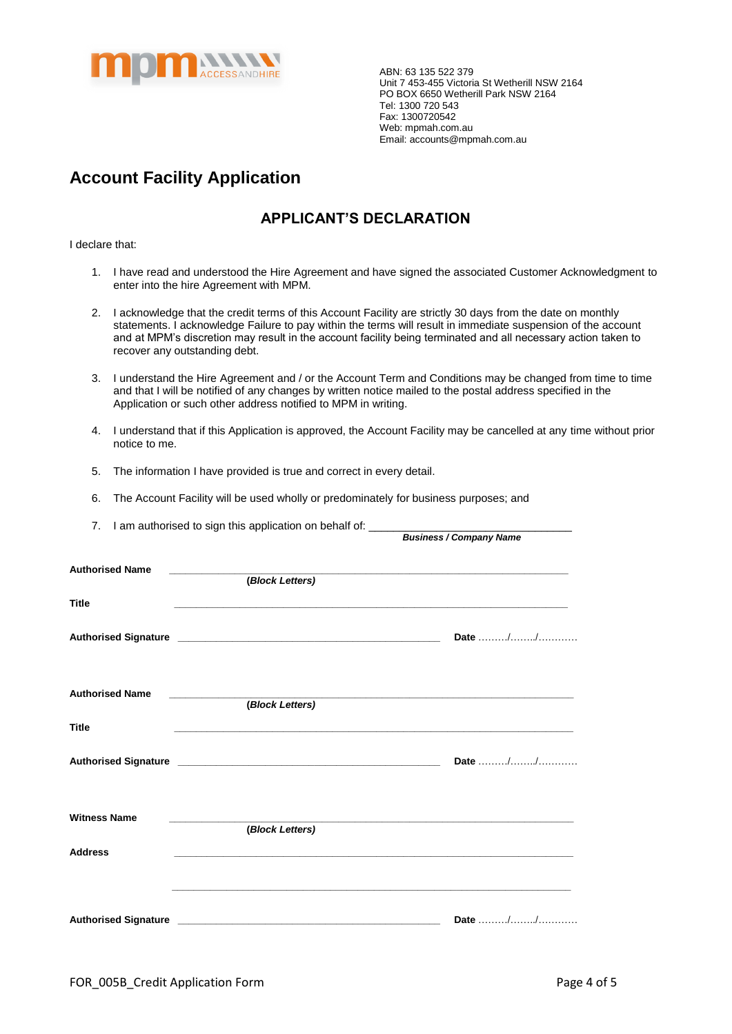ABN: 63 135 522 379
Unit 7 453-455 Victoria St Wetherill NSW 2164
PO BOX 6650 Wetherill Park NSW 2164
Tel: 1300 720 543
Fax: 1300720542
Web: mpmah.com.au
Email: accounts@mpmah.com.au

# Account Facility Application

## APPLICANT'S DECLARATION

I declare that:

1. I have read and understood the Hire Agreement and have signed the associated Customer Acknowledgment to enter into the hire Agreement with MPM.
2. I acknowledge that the credit terms of this Account Facility are strictly 30 days from the date on monthly statements. I acknowledge Failure to pay within the terms will result in immediate suspension of the account and at MPM's discretion may result in the account facility being terminated and all necessary action taken to recover any outstanding debt.
3. I understand the Hire Agreement and / or the Account Term and Conditions may be changed from time to time and that I will be notified of any changes by written notice mailed to the postal address specified in the Application or such other address notified to MPM in writing.
4. I understand that if this Application is approved, the Account Facility may be cancelled at any time without prior notice to me.
5. The information I have provided is true and correct in every detail.
6. The Account Facility will be used wholly or predominately for business purposes; and
7. I am authorised to sign this application on behalf of: ________________________________
   ***Business / Company Name***

**Authorised Name** ____________________________________________
**(*Block Letters*)**

**Title** ____________________________________________

**Authorised Signature** ________________________________ **Date** ………/……../…………

**Authorised Name** ____________________________________________
**(*Block Letters*)**

**Title** ____________________________________________

**Authorised Signature** ________________________________ **Date** ………/……../…………

**Witness Name** ____________________________________________
**(*Block Letters*)**

**Address** ____________________________________________

____________________________________________

**Authorised Signature** ________________________________ **Date** ………/……../…………

FOR_005B_Credit Application Form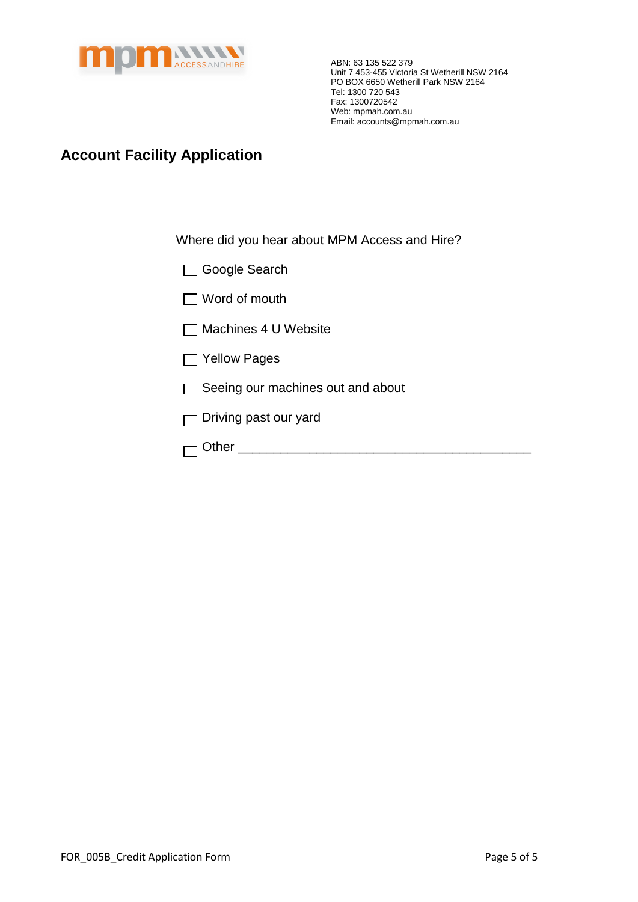ABN: 63 135 522 379
Unit 7 453-455 Victoria St Wetherill NSW 2164
PO BOX 6650 Wetherill Park NSW 2164
Tel: 1300 720 543
Fax: 1300720542
Web: mpmah.com.au
Email: accounts@mpmah.com.au

## Account Facility Application

Where did you hear about MPM Access and Hire?

- ☐ Google Search
- ☐ Word of mouth
- ☐ Machines 4 U Website
- ☐ Yellow Pages
- ☐ Seeing our machines out and about
- ☐ Driving past our yard
- ☐ Other ________________________________________

FOR_005B_Credit Application Form